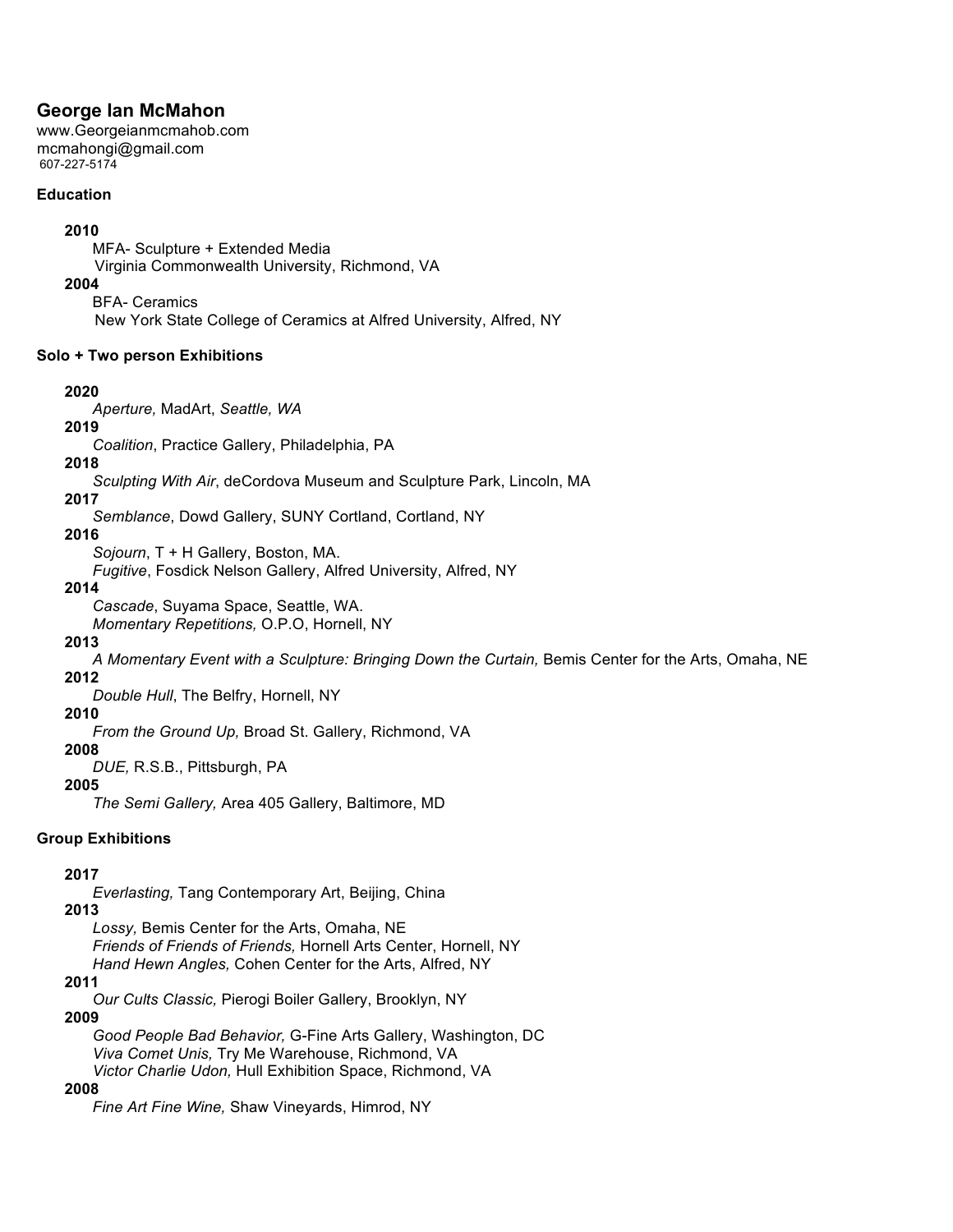# George Ian McMahon

www.Georgeianmcmahob.com
mcmahongi@gmail.com
607-227-5174

## Education

**2010**

MFA- Sculpture + Extended Media
Virginia Commonwealth University, Richmond, VA

**2004**

BFA- Ceramics
New York State College of Ceramics at Alfred University, Alfred, NY

## Solo + Two person Exhibitions

**2020**

*Aperture,* MadArt, *Seattle, WA*

**2019**

*Coalition*, Practice Gallery, Philadelphia, PA

**2018**

*Sculpting With Air*, deCordova Museum and Sculpture Park, Lincoln, MA

**2017**

*Semblance*, Dowd Gallery, SUNY Cortland, Cortland, NY

**2016**

*Sojourn*, T + H Gallery, Boston, MA.
*Fugitive*, Fosdick Nelson Gallery, Alfred University, Alfred, NY

**2014**

*Cascade*, Suyama Space, Seattle, WA.
*Momentary Repetitions,* O.P.O, Hornell, NY

**2013**

*A Momentary Event with a Sculpture: Bringing Down the Curtain,* Bemis Center for the Arts, Omaha, NE

**2012**

*Double Hull*, The Belfry, Hornell, NY

**2010**

*From the Ground Up,* Broad St. Gallery, Richmond, VA

**2008**

*DUE,* R.S.B., Pittsburgh, PA

**2005**

*The Semi Gallery,* Area 405 Gallery, Baltimore, MD

## Group Exhibitions

**2017**

*Everlasting,* Tang Contemporary Art, Beijing, China

**2013**

*Lossy,* Bemis Center for the Arts, Omaha, NE
*Friends of Friends of Friends,* Hornell Arts Center, Hornell, NY
*Hand Hewn Angles,* Cohen Center for the Arts, Alfred, NY

**2011**

*Our Cults Classic,* Pierogi Boiler Gallery, Brooklyn, NY

**2009**

*Good People Bad Behavior,* G-Fine Arts Gallery, Washington, DC
*Viva Comet Unis,* Try Me Warehouse, Richmond, VA
*Victor Charlie Udon,* Hull Exhibition Space, Richmond, VA

**2008**

*Fine Art Fine Wine,* Shaw Vineyards, Himrod, NY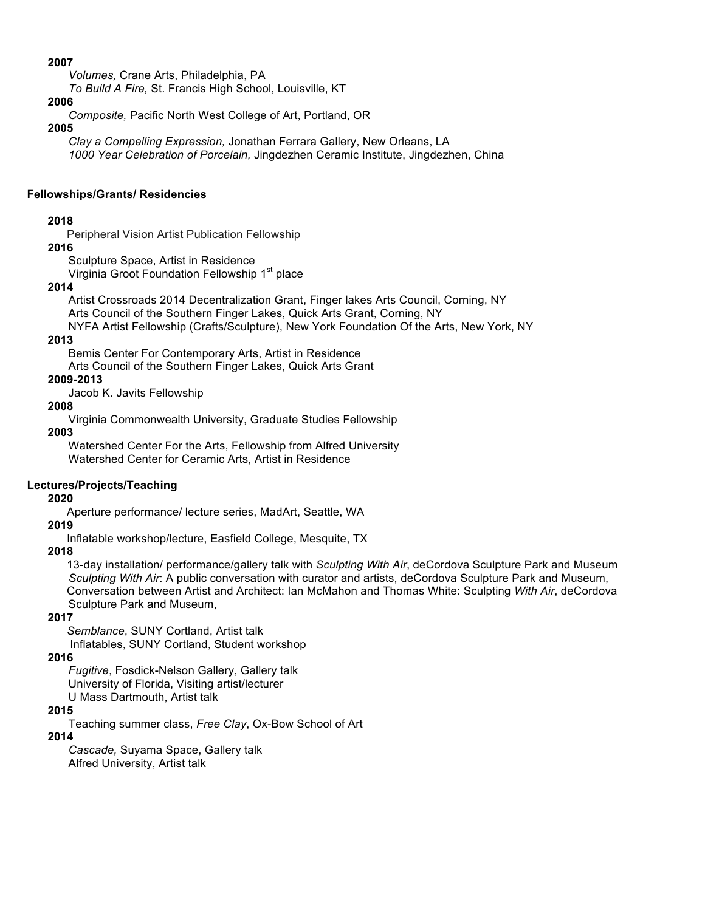**2007**

*Volumes,* Crane Arts, Philadelphia, PA
*To Build A Fire,* St. Francis High School, Louisville, KT

**2006**

*Composite,* Pacific North West College of Art, Portland, OR

**2005**

*Clay a Compelling Expression,* Jonathan Ferrara Gallery, New Orleans, LA
*1000 Year Celebration of Porcelain,* Jingdezhen Ceramic Institute, Jingdezhen, China

**Fellowships/Grants/ Residencies**

**2018**

Peripheral Vision Artist Publication Fellowship

**2016**

Sculpture Space, Artist in Residence
Virginia Groot Foundation Fellowship 1st place

**2014**

Artist Crossroads 2014 Decentralization Grant, Finger lakes Arts Council, Corning, NY
Arts Council of the Southern Finger Lakes, Quick Arts Grant, Corning, NY
NYFA Artist Fellowship (Crafts/Sculpture), New York Foundation Of the Arts, New York, NY

**2013**

Bemis Center For Contemporary Arts, Artist in Residence
Arts Council of the Southern Finger Lakes, Quick Arts Grant

**2009-2013**

Jacob K. Javits Fellowship

**2008**

Virginia Commonwealth University, Graduate Studies Fellowship

**2003**

Watershed Center For the Arts, Fellowship from Alfred University
Watershed Center for Ceramic Arts, Artist in Residence

**Lectures/Projects/Teaching**

**2020**

Aperture performance/ lecture series, MadArt, Seattle, WA

**2019**

Inflatable workshop/lecture, Easfield College, Mesquite, TX

**2018**

13-day installation/ performance/gallery talk with *Sculpting With Air*, deCordova Sculpture Park and Museum
*Sculpting With Air*: A public conversation with curator and artists, deCordova Sculpture Park and Museum,
Conversation between Artist and Architect: Ian McMahon and Thomas White: Sculpting *With Air*, deCordova Sculpture Park and Museum,

**2017**

*Semblance*, SUNY Cortland, Artist talk
Inflatables, SUNY Cortland, Student workshop

**2016**

*Fugitive*, Fosdick-Nelson Gallery, Gallery talk
University of Florida, Visiting artist/lecturer
U Mass Dartmouth, Artist talk

**2015**

Teaching summer class, *Free Clay*, Ox-Bow School of Art

**2014**

*Cascade,* Suyama Space, Gallery talk
Alfred University, Artist talk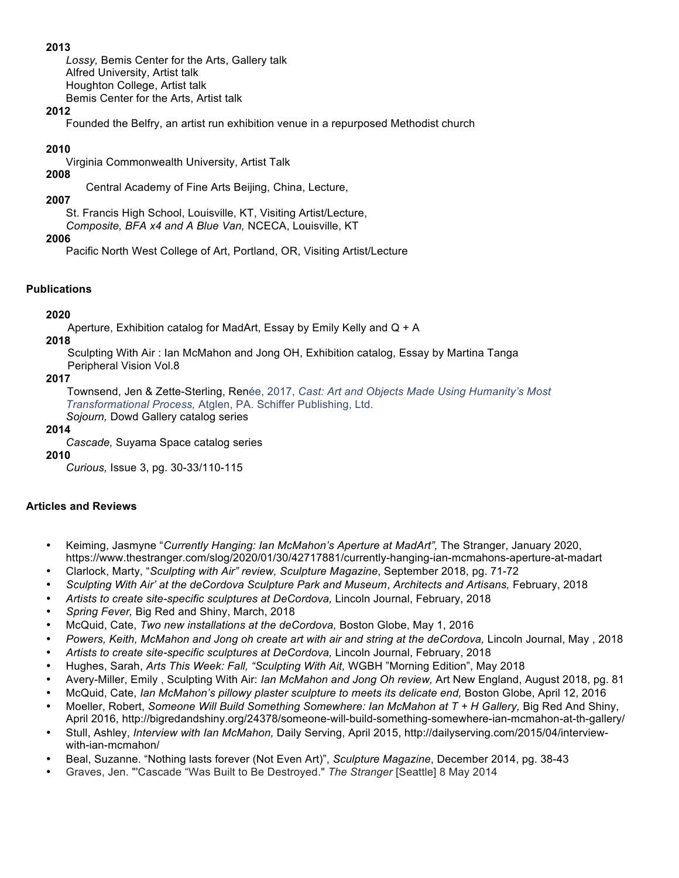**2013**

*Lossy,* Bemis Center for the Arts, Gallery talk
Alfred University, Artist talk
Houghton College, Artist talk
Bemis Center for the Arts, Artist talk

**2012**

Founded the Belfry, an artist run exhibition venue in a repurposed Methodist church

**2010**

Virginia Commonwealth University, Artist Talk

**2008**

Central Academy of Fine Arts Beijing, China, Lecture,

**2007**

St. Francis High School, Louisville, KT, Visiting Artist/Lecture,
*Composite, BFA x4 and A Blue Van,* NCECA, Louisville, KT

**2006**

Pacific North West College of Art, Portland, OR, Visiting Artist/Lecture

## Publications

**2020**

Aperture, Exhibition catalog for MadArt, Essay by Emily Kelly and Q + A

**2018**

Sculpting With Air : Ian McMahon and Jong OH, Exhibition catalog, Essay by Martina Tanga
Peripheral Vision Vol.8

**2017**

Townsend, Jen & Zette-Sterling, Renée, 2017, *Cast: Art and Objects Made Using Humanity's Most Transformational Process,* Atglen, PA. Schiffer Publishing, Ltd.
*Sojourn,* Dowd Gallery catalog series

**2014**

*Cascade,* Suyama Space catalog series

**2010**

*Curious,* Issue 3, pg. 30-33/110-115

## Articles and Reviews

- Keiming, Jasmyne "*Currently Hanging: Ian McMahon's Aperture at MadArt",* The Stranger, January 2020, https://www.thestranger.com/slog/2020/01/30/42717881/currently-hanging-ian-mcmahons-aperture-at-madart
- Clarlock, Marty, "*Sculpting with Air" review, Sculpture Magazine*, September 2018, pg. 71-72
- *Sculpting With Air' at the deCordova Sculpture Park and Museum*, *Architects and Artisans,* February, 2018
- *Artists to create site-specific sculptures at DeCordova,* Lincoln Journal, February, 2018
- *Spring Fever,* Big Red and Shiny, March, 2018
- McQuid, Cate, *Two new installations at the deCordova,* Boston Globe, May 1, 2016
- *Powers, Keith, McMahon and Jong oh create art with air and string at the deCordova,* Lincoln Journal, May , 2018
- *Artists to create site-specific sculptures at DeCordova,* Lincoln Journal, February, 2018
- Hughes, Sarah, *Arts This Week: Fall, "Sculpting With Ait,* WGBH "Morning Edition", May 2018
- Avery-Miller, Emily , Sculpting With Air: *Ian McMahon and Jong Oh review,* Art New England, August 2018, pg. 81
- McQuid, Cate, *Ian McMahon's pillowy plaster sculpture to meets its delicate end,* Boston Globe, April 12, 2016
- Moeller, Robert, *Someone Will Build Something Somewhere: Ian McMahon at T + H Gallery,* Big Red And Shiny, April 2016, http://bigredandshiny.org/24378/someone-will-build-something-somewhere-ian-mcmahon-at-th-gallery/
- Stull, Ashley, *Interview with Ian McMahon,* Daily Serving, April 2015, http://dailyserving.com/2015/04/interview-with-ian-mcmahon/
- Beal, Suzanne. "Nothing lasts forever (Not Even Art)", *Sculpture Magazine*, December 2014, pg. 38-43
- Graves, Jen. "'Cascade "Was Built to Be Destroyed." *The Stranger* [Seattle] 8 May 2014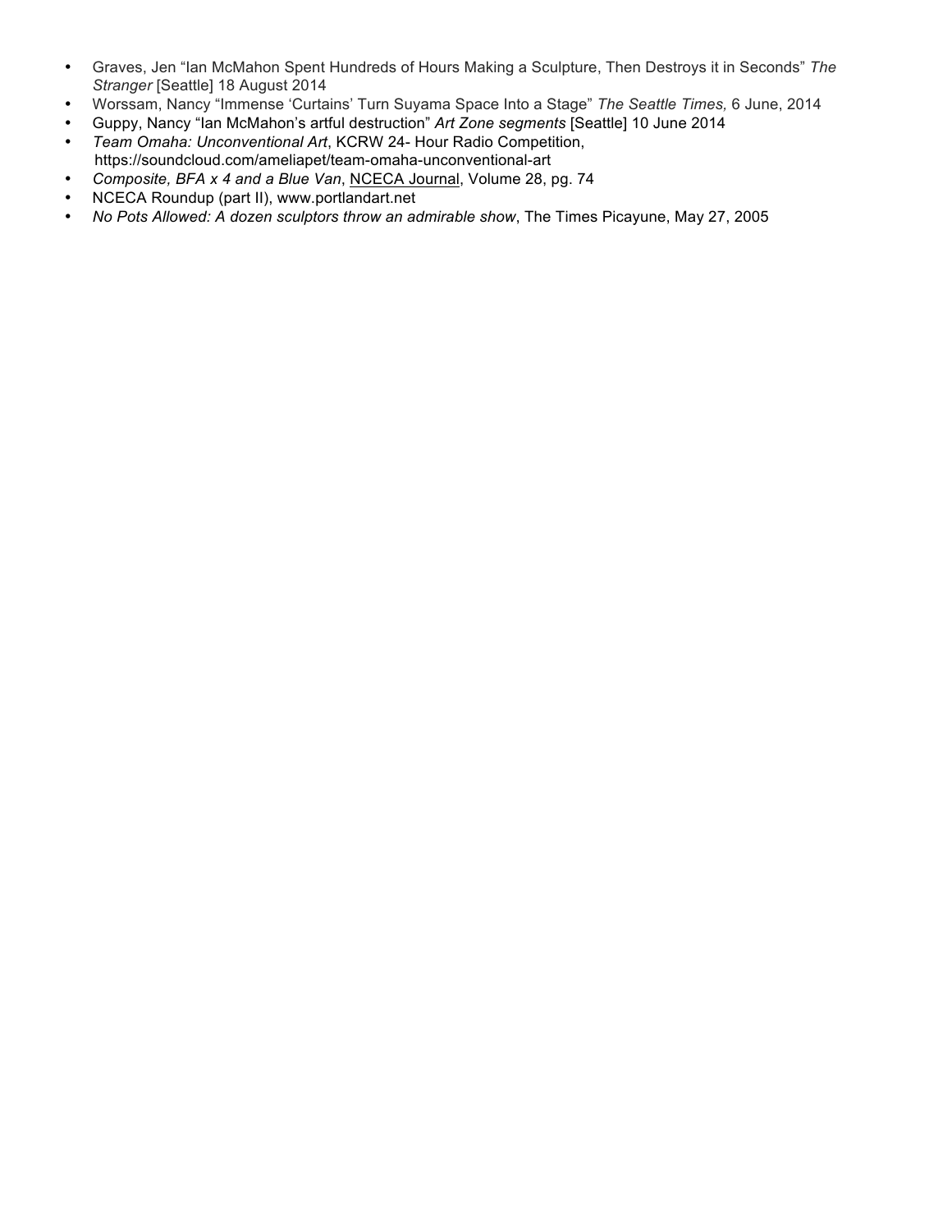- Graves, Jen "Ian McMahon Spent Hundreds of Hours Making a Sculpture, Then Destroys it in Seconds" *The Stranger* [Seattle] 18 August 2014
- Worssam, Nancy "Immense 'Curtains' Turn Suyama Space Into a Stage" *The Seattle Times,* 6 June, 2014
- Guppy, Nancy "Ian McMahon's artful destruction" *Art Zone segments* [Seattle] 10 June 2014
- *Team Omaha: Unconventional Art*, KCRW 24- Hour Radio Competition, https://soundcloud.com/ameliapet/team-omaha-unconventional-art
- *Composite, BFA x 4 and a Blue Van*, NCECA Journal, Volume 28, pg. 74
- NCECA Roundup (part II), www.portlandart.net
- *No Pots Allowed: A dozen sculptors throw an admirable show*, The Times Picayune, May 27, 2005